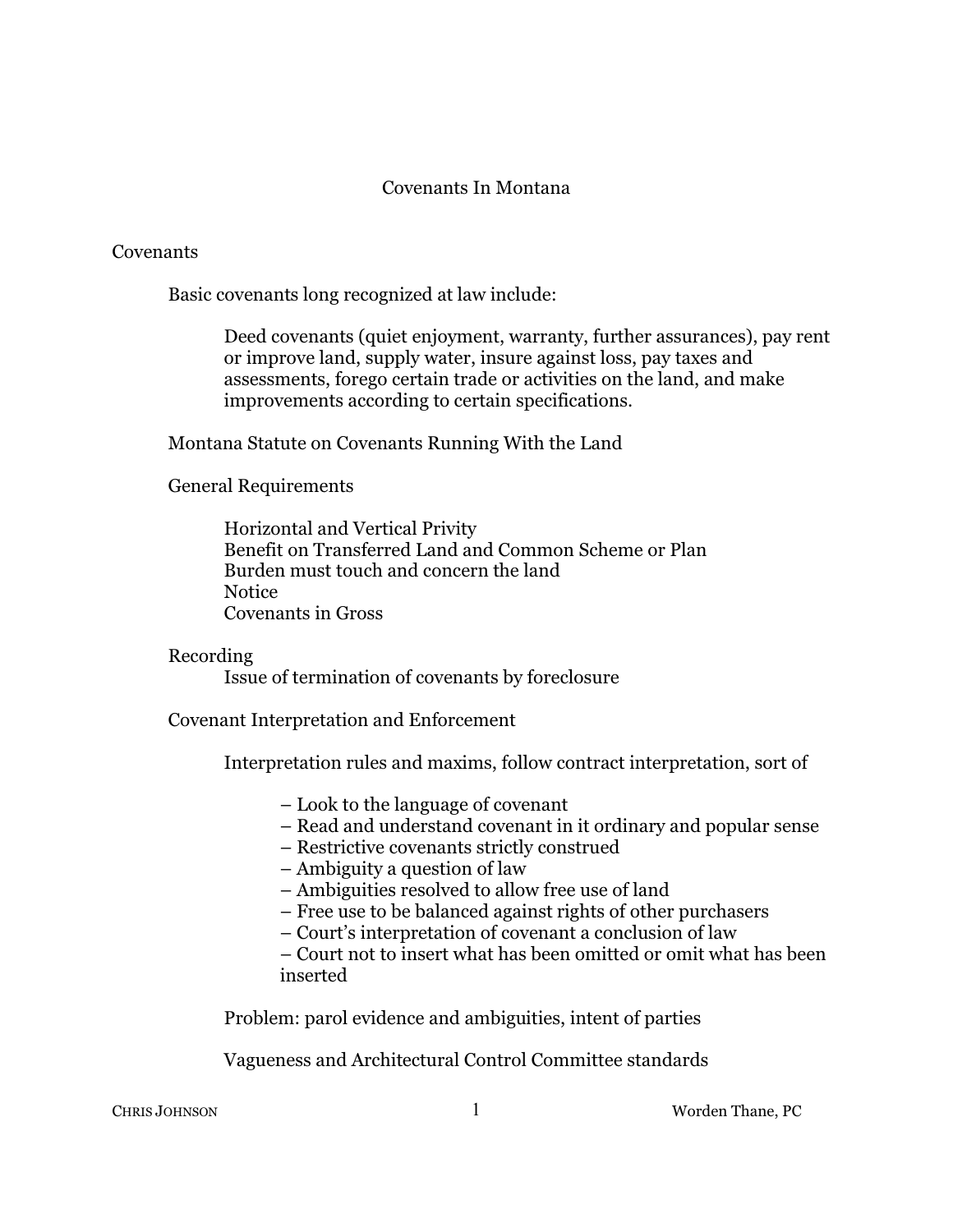# Covenants In Montana

## Covenants

Basic covenants long recognized at law include:

> Deed covenants (quiet enjoyment, warranty, further assurances), pay rent or improve land, supply water, insure against loss, pay taxes and assessments, forego certain trade or activities on the land, and make improvements according to certain specifications.

### Montana Statute on Covenants Running With the Land

### General Requirements

- Horizontal and Vertical Privity
- Benefit on Transferred Land and Common Scheme or Plan
- Burden must touch and concern the land
- Notice
- Covenants in Gross

### Recording

- Issue of termination of covenants by foreclosure

### Covenant Interpretation and Enforcement

Interpretation rules and maxims, follow contract interpretation, sort of

- – Look to the language of covenant
- – Read and understand covenant in it ordinary and popular sense
- – Restrictive covenants strictly construed
- – Ambiguity a question of law
- – Ambiguities resolved to allow free use of land
- – Free use to be balanced against rights of other purchasers
- – Court's interpretation of covenant a conclusion of law
- – Court not to insert what has been omitted or omit what has been inserted

Problem: parol evidence and ambiguities, intent of parties

Vagueness and Architectural Control Committee standards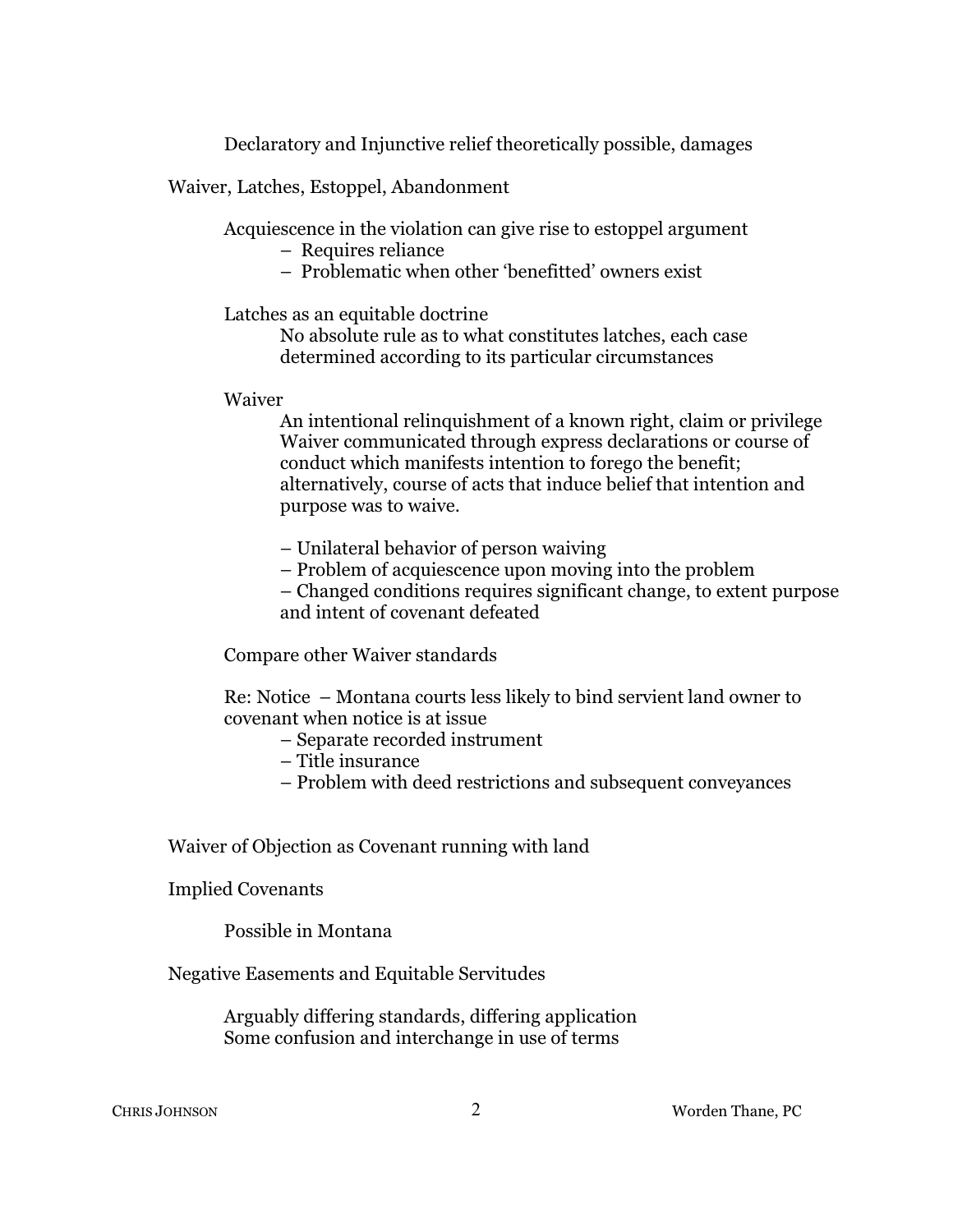Declaratory and Injunctive relief theoretically possible, damages

Waiver, Latches, Estoppel, Abandonment

Acquiescence in the violation can give rise to estoppel argument

- Requires reliance
- Problematic when other 'benefitted' owners exist

Latches as an equitable doctrine

No absolute rule as to what constitutes latches, each case determined according to its particular circumstances

Waiver

An intentional relinquishment of a known right, claim or privilege
Waiver communicated through express declarations or course of conduct which manifests intention to forego the benefit; alternatively, course of acts that induce belief that intention and purpose was to waive.

- Unilateral behavior of person waiving
- Problem of acquiescence upon moving into the problem
- Changed conditions requires significant change, to extent purpose and intent of covenant defeated

Compare other Waiver standards

Re: Notice – Montana courts less likely to bind servient land owner to covenant when notice is at issue

- Separate recorded instrument
- Title insurance
- Problem with deed restrictions and subsequent conveyances

Waiver of Objection as Covenant running with land

Implied Covenants

Possible in Montana

Negative Easements and Equitable Servitudes

Arguably differing standards, differing application
Some confusion and interchange in use of terms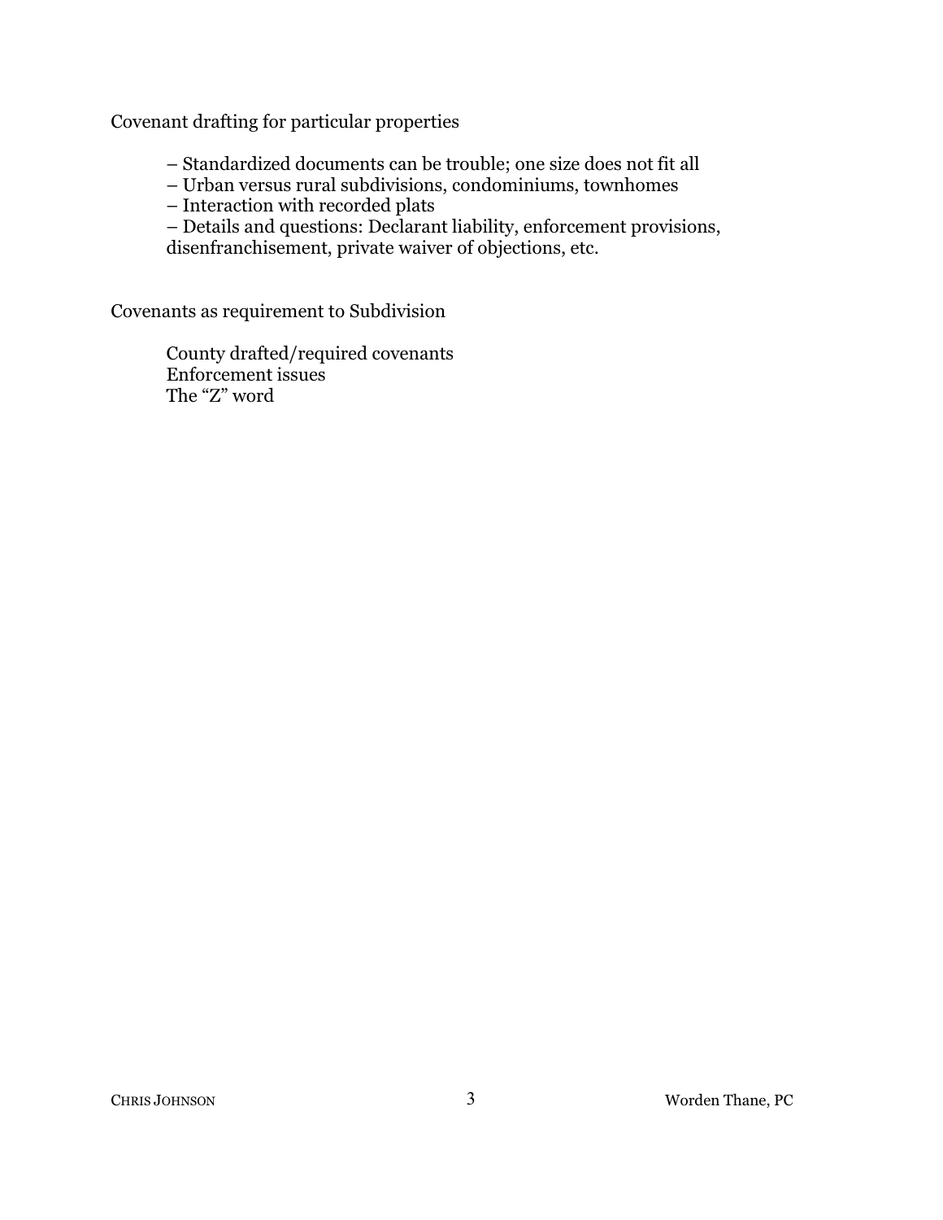Covenant drafting for particular properties

– Standardized documents can be trouble; one size does not fit all
– Urban versus rural subdivisions, condominiums, townhomes
– Interaction with recorded plats
– Details and questions: Declarant liability, enforcement provisions, disenfranchisement, private waiver of objections, etc.

Covenants as requirement to Subdivision

County drafted/required covenants
Enforcement issues
The "Z" word